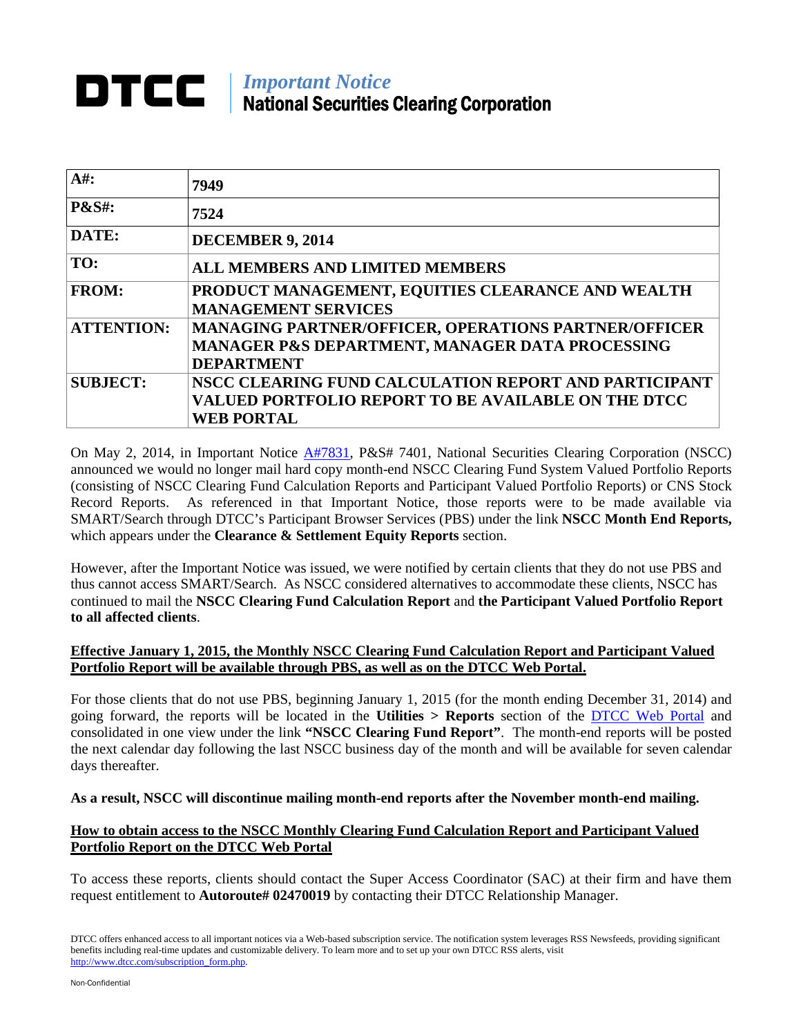# DTCC

*Important Notice*
**National Securities Clearing Corporation**

| A#: | 7949 |
| --- | --- |
| P&S#: | 7524 |
| DATE: | DECEMBER 9, 2014 |
| TO: | ALL MEMBERS AND LIMITED MEMBERS |
| FROM: | PRODUCT MANAGEMENT, EQUITIES CLEARANCE AND WEALTH MANAGEMENT SERVICES |
| ATTENTION: | MANAGING PARTNER/OFFICER, OPERATIONS PARTNER/OFFICER MANAGER P&S DEPARTMENT, MANAGER DATA PROCESSING DEPARTMENT |
| SUBJECT: | NSCC CLEARING FUND CALCULATION REPORT AND PARTICIPANT VALUED PORTFOLIO REPORT TO BE AVAILABLE ON THE DTCC WEB PORTAL |

On May 2, 2014, in Important Notice A#7831, P&S# 7401, National Securities Clearing Corporation (NSCC) announced we would no longer mail hard copy month-end NSCC Clearing Fund System Valued Portfolio Reports (consisting of NSCC Clearing Fund Calculation Reports and Participant Valued Portfolio Reports) or CNS Stock Record Reports. As referenced in that Important Notice, those reports were to be made available via SMART/Search through DTCC's Participant Browser Services (PBS) under the link **NSCC Month End Reports,** which appears under the **Clearance & Settlement Equity Reports** section.

However, after the Important Notice was issued, we were notified by certain clients that they do not use PBS and thus cannot access SMART/Search. As NSCC considered alternatives to accommodate these clients, NSCC has continued to mail the **NSCC Clearing Fund Calculation Report** and **the Participant Valued Portfolio Report to all affected clients**.

**Effective January 1, 2015, the Monthly NSCC Clearing Fund Calculation Report and Participant Valued Portfolio Report will be available through PBS, as well as on the DTCC Web Portal.**

For those clients that do not use PBS, beginning January 1, 2015 (for the month ending December 31, 2014) and going forward, the reports will be located in the **Utilities > Reports** section of the DTCC Web Portal and consolidated in one view under the link **"NSCC Clearing Fund Report"**. The month-end reports will be posted the next calendar day following the last NSCC business day of the month and will be available for seven calendar days thereafter.

**As a result, NSCC will discontinue mailing month-end reports after the November month-end mailing.**

**How to obtain access to the NSCC Monthly Clearing Fund Calculation Report and Participant Valued Portfolio Report on the DTCC Web Portal**

To access these reports, clients should contact the Super Access Coordinator (SAC) at their firm and have them request entitlement to **Autoroute# 02470019** by contacting their DTCC Relationship Manager.

DTCC offers enhanced access to all important notices via a Web-based subscription service. The notification system leverages RSS Newsfeeds, providing significant benefits including real-time updates and customizable delivery. To learn more and to set up your own DTCC RSS alerts, visit http://www.dtcc.com/subscription_form.php.

Non-Confidential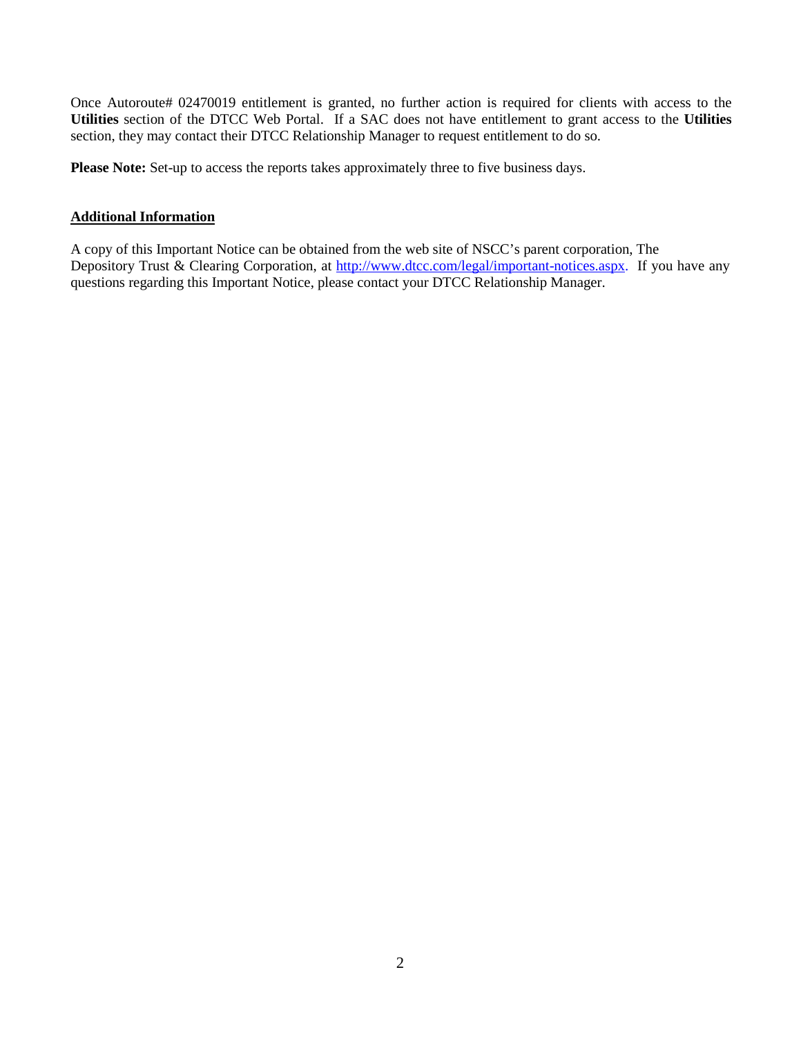Once Autoroute# 02470019 entitlement is granted, no further action is required for clients with access to the **Utilities** section of the DTCC Web Portal. If a SAC does not have entitlement to grant access to the **Utilities** section, they may contact their DTCC Relationship Manager to request entitlement to do so.

**Please Note:** Set-up to access the reports takes approximately three to five business days.

## Additional Information

A copy of this Important Notice can be obtained from the web site of NSCC's parent corporation, The Depository Trust & Clearing Corporation, at http://www.dtcc.com/legal/important-notices.aspx. If you have any questions regarding this Important Notice, please contact your DTCC Relationship Manager.